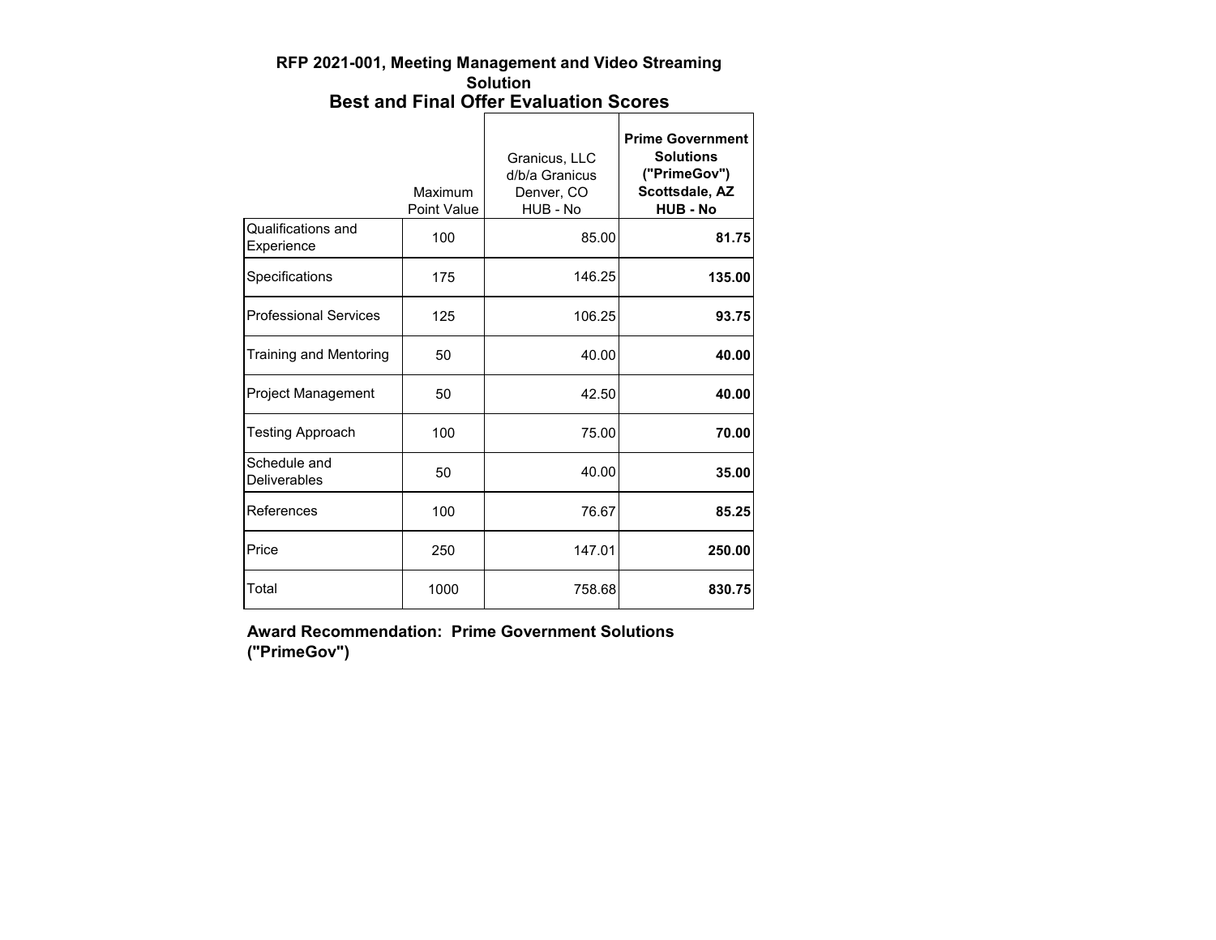# RFP 2021-001, Meeting Management and Video Streaming Solution

## Best and Final Offer Evaluation Scores

| | Maximum Point Value | Granicus, LLC d/b/a Granicus Denver, CO HUB - No | **Prime Government Solutions ("PrimeGov") Scottsdale, AZ HUB - No** |
|---|---|---|---|
| Qualifications and Experience | 100 | 85.00 | **81.75** |
| Specifications | 175 | 146.25 | **135.00** |
| Professional Services | 125 | 106.25 | **93.75** |
| Training and Mentoring | 50 | 40.00 | **40.00** |
| Project Management | 50 | 42.50 | **40.00** |
| Testing Approach | 100 | 75.00 | **70.00** |
| Schedule and Deliverables | 50 | 40.00 | **35.00** |
| References | 100 | 76.67 | **85.25** |
| Price | 250 | 147.01 | **250.00** |
| Total | 1000 | 758.68 | **830.75** |

**Award Recommendation: Prime Government Solutions ("PrimeGov")**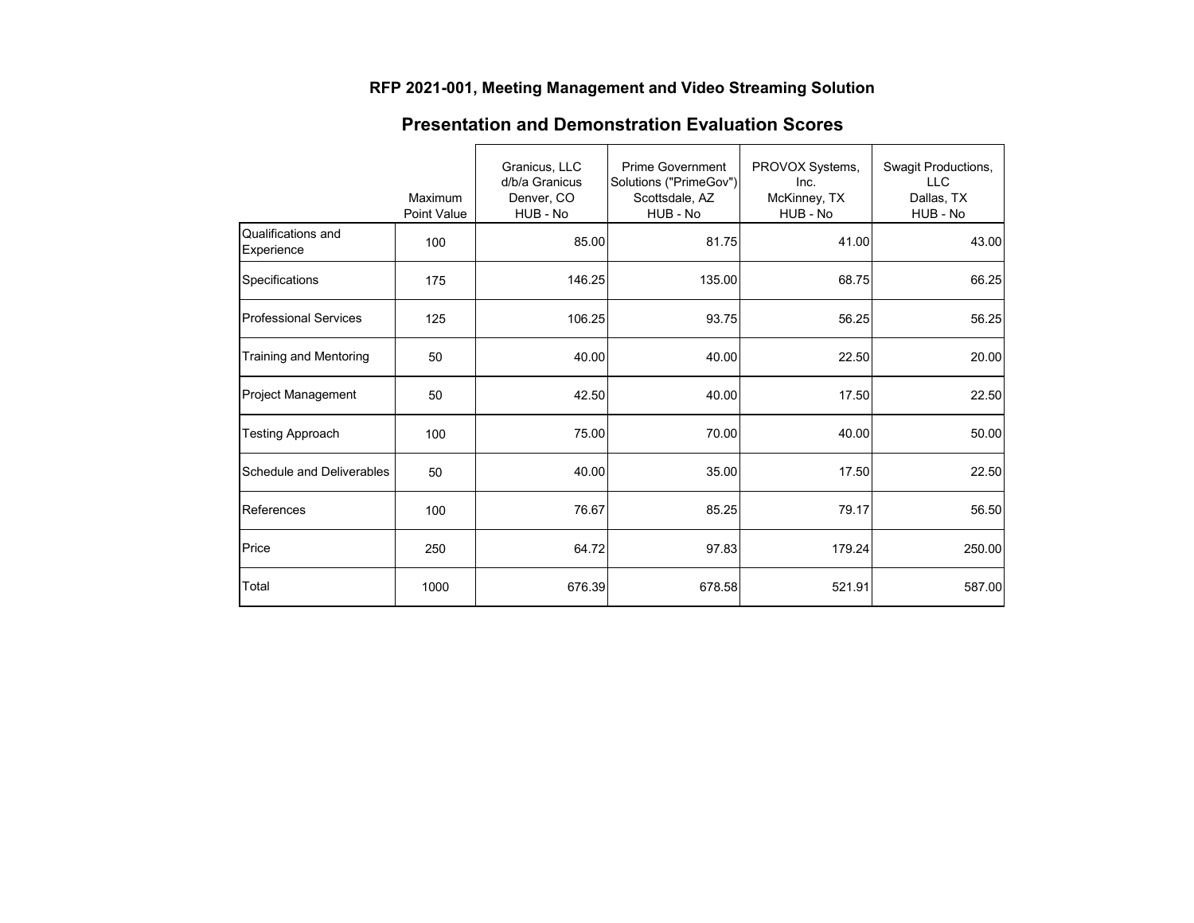## RFP 2021-001, Meeting Management and Video Streaming Solution

## Presentation and Demonstration Evaluation Scores

| | Maximum Point Value | Granicus, LLC d/b/a Granicus Denver, CO HUB - No | Prime Government Solutions ("PrimeGov") Scottsdale, AZ HUB - No | PROVOX Systems, Inc. McKinney, TX HUB - No | Swagit Productions, LLC Dallas, TX HUB - No |
|---|---|---|---|---|---|
| Qualifications and Experience | 100 | 85.00 | 81.75 | 41.00 | 43.00 |
| Specifications | 175 | 146.25 | 135.00 | 68.75 | 66.25 |
| Professional Services | 125 | 106.25 | 93.75 | 56.25 | 56.25 |
| Training and Mentoring | 50 | 40.00 | 40.00 | 22.50 | 20.00 |
| Project Management | 50 | 42.50 | 40.00 | 17.50 | 22.50 |
| Testing Approach | 100 | 75.00 | 70.00 | 40.00 | 50.00 |
| Schedule and Deliverables | 50 | 40.00 | 35.00 | 17.50 | 22.50 |
| References | 100 | 76.67 | 85.25 | 79.17 | 56.50 |
| Price | 250 | 64.72 | 97.83 | 179.24 | 250.00 |
| Total | 1000 | 676.39 | 678.58 | 521.91 | 587.00 |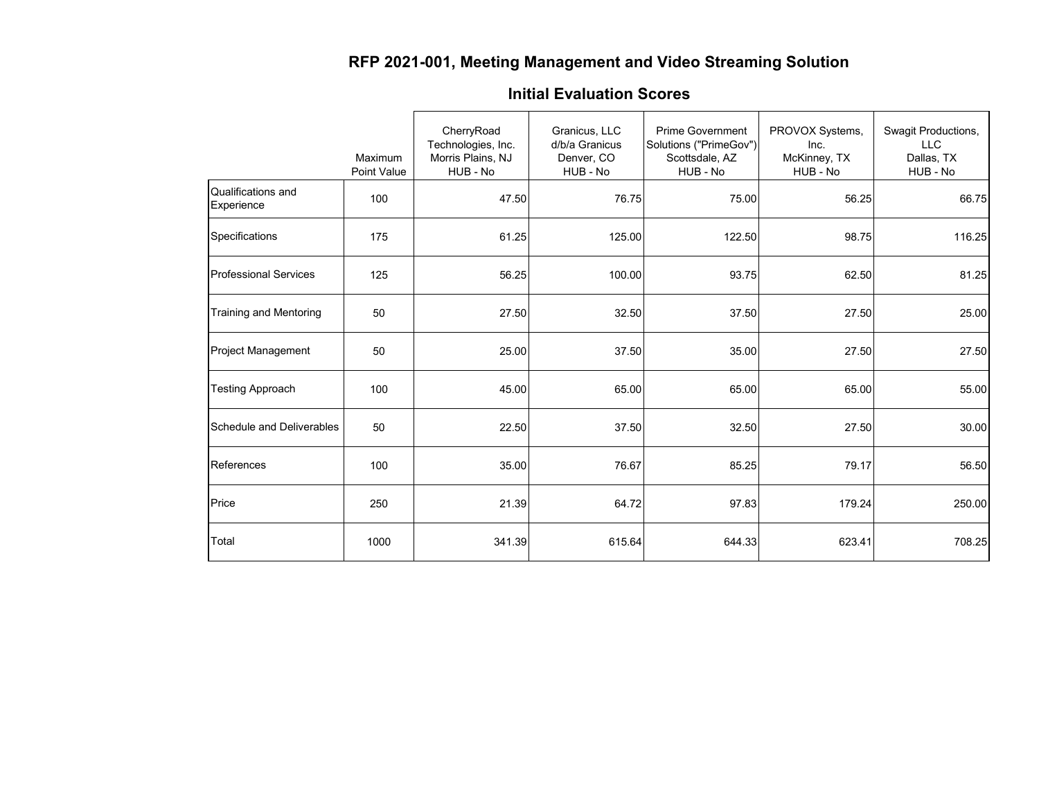# RFP 2021-001, Meeting Management and Video Streaming Solution

## Initial Evaluation Scores

| | Maximum Point Value | CherryRoad Technologies, Inc. Morris Plains, NJ HUB - No | Granicus, LLC d/b/a Granicus Denver, CO HUB - No | Prime Government Solutions ("PrimeGov") Scottsdale, AZ HUB - No | PROVOX Systems, Inc. McKinney, TX HUB - No | Swagit Productions, LLC Dallas, TX HUB - No |
|---|---|---|---|---|---|---|
| Qualifications and Experience | 100 | 47.50 | 76.75 | 75.00 | 56.25 | 66.75 |
| Specifications | 175 | 61.25 | 125.00 | 122.50 | 98.75 | 116.25 |
| Professional Services | 125 | 56.25 | 100.00 | 93.75 | 62.50 | 81.25 |
| Training and Mentoring | 50 | 27.50 | 32.50 | 37.50 | 27.50 | 25.00 |
| Project Management | 50 | 25.00 | 37.50 | 35.00 | 27.50 | 27.50 |
| Testing Approach | 100 | 45.00 | 65.00 | 65.00 | 65.00 | 55.00 |
| Schedule and Deliverables | 50 | 22.50 | 37.50 | 32.50 | 27.50 | 30.00 |
| References | 100 | 35.00 | 76.67 | 85.25 | 79.17 | 56.50 |
| Price | 250 | 21.39 | 64.72 | 97.83 | 179.24 | 250.00 |
| Total | 1000 | 341.39 | 615.64 | 644.33 | 623.41 | 708.25 |